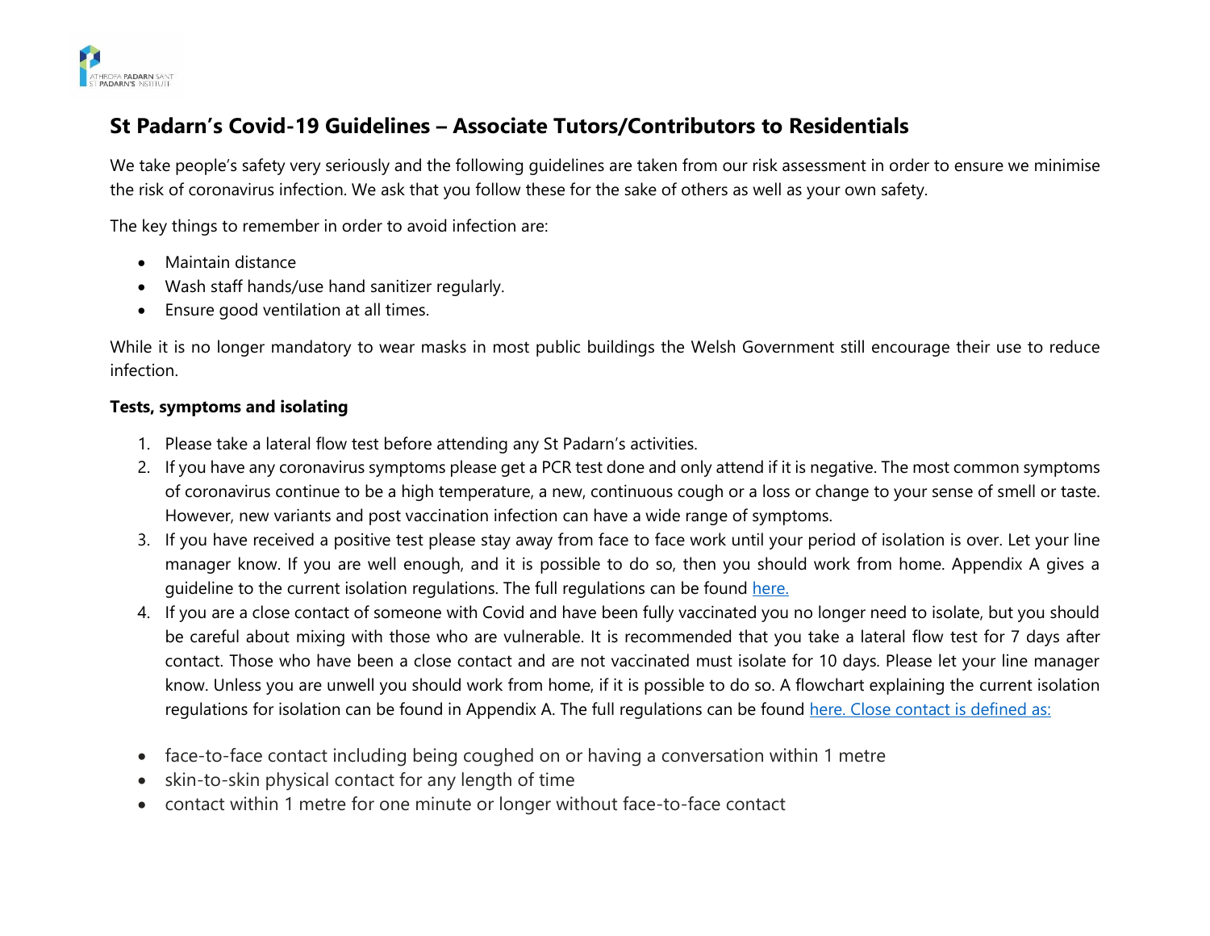# St Padarn's Covid-19 Guidelines – Associate Tutors/Contributors to Residentials

We take people's safety very seriously and the following guidelines are taken from our risk assessment in order to ensure we minimise the risk of coronavirus infection. We ask that you follow these for the sake of others as well as your own safety.

The key things to remember in order to avoid infection are:

- Maintain distance
- Wash staff hands/use hand sanitizer regularly.
- Ensure good ventilation at all times.

While it is no longer mandatory to wear masks in most public buildings the Welsh Government still encourage their use to reduce infection.

**Tests, symptoms and isolating**

1. Please take a lateral flow test before attending any St Padarn's activities.
2. If you have any coronavirus symptoms please get a PCR test done and only attend if it is negative. The most common symptoms of coronavirus continue to be a high temperature, a new, continuous cough or a loss or change to your sense of smell or taste. However, new variants and post vaccination infection can have a wide range of symptoms.
3. If you have received a positive test please stay away from face to face work until your period of isolation is over. Let your line manager know. If you are well enough, and it is possible to do so, then you should work from home. Appendix A gives a guideline to the current isolation regulations. The full regulations can be found here.
4. If you are a close contact of someone with Covid and have been fully vaccinated you no longer need to isolate, but you should be careful about mixing with those who are vulnerable. It is recommended that you take a lateral flow test for 7 days after contact. Those who have been a close contact and are not vaccinated must isolate for 10 days. Please let your line manager know. Unless you are unwell you should work from home, if it is possible to do so. A flowchart explaining the current isolation regulations for isolation can be found in Appendix A. The full regulations can be found here. Close contact is defined as:

- face-to-face contact including being coughed on or having a conversation within 1 metre
- skin-to-skin physical contact for any length of time
- contact within 1 metre for one minute or longer without face-to-face contact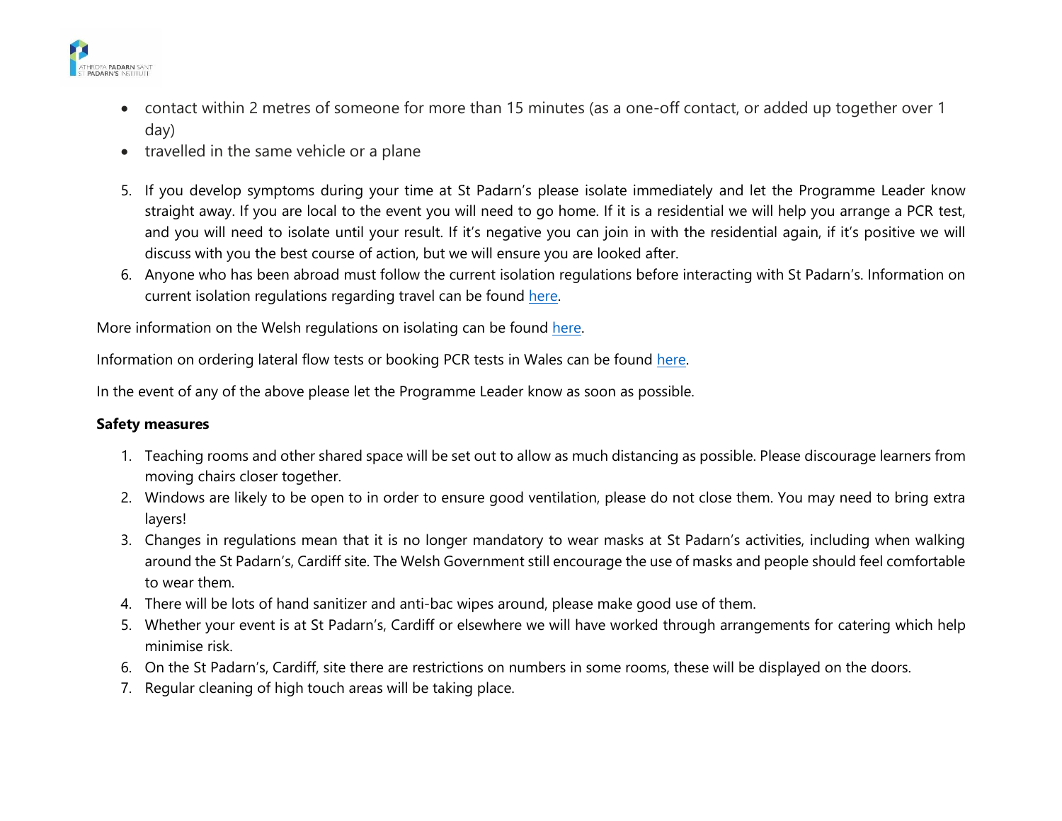- contact within 2 metres of someone for more than 15 minutes (as a one-off contact, or added up together over 1 day)
- travelled in the same vehicle or a plane

5. If you develop symptoms during your time at St Padarn's please isolate immediately and let the Programme Leader know straight away. If you are local to the event you will need to go home. If it is a residential we will help you arrange a PCR test, and you will need to isolate until your result. If it's negative you can join in with the residential again, if it's positive we will discuss with you the best course of action, but we will ensure you are looked after.
6. Anyone who has been abroad must follow the current isolation regulations before interacting with St Padarn's. Information on current isolation regulations regarding travel can be found here.

More information on the Welsh regulations on isolating can be found here.

Information on ordering lateral flow tests or booking PCR tests in Wales can be found here.

In the event of any of the above please let the Programme Leader know as soon as possible.

**Safety measures**

1. Teaching rooms and other shared space will be set out to allow as much distancing as possible. Please discourage learners from moving chairs closer together.
2. Windows are likely to be open to in order to ensure good ventilation, please do not close them. You may need to bring extra layers!
3. Changes in regulations mean that it is no longer mandatory to wear masks at St Padarn's activities, including when walking around the St Padarn's, Cardiff site. The Welsh Government still encourage the use of masks and people should feel comfortable to wear them.
4. There will be lots of hand sanitizer and anti-bac wipes around, please make good use of them.
5. Whether your event is at St Padarn's, Cardiff or elsewhere we will have worked through arrangements for catering which help minimise risk.
6. On the St Padarn's, Cardiff, site there are restrictions on numbers in some rooms, these will be displayed on the doors.
7. Regular cleaning of high touch areas will be taking place.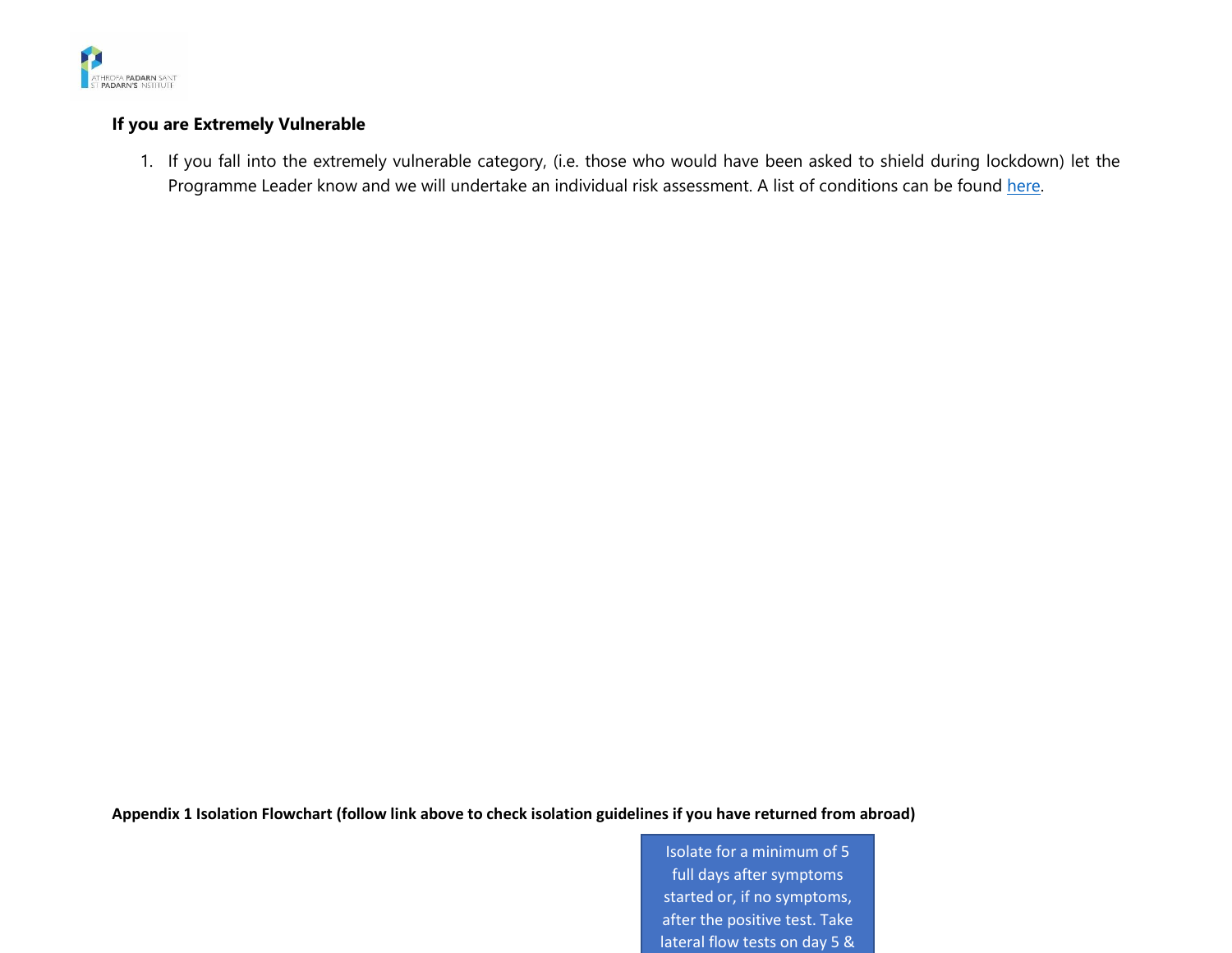### If you are Extremely Vulnerable

1. If you fall into the extremely vulnerable category, (i.e. those who would have been asked to shield during lockdown) let the Programme Leader know and we will undertake an individual risk assessment. A list of conditions can be found [here](here).

**Appendix 1 Isolation Flowchart (follow link above to check isolation guidelines if you have returned from abroad)**

Isolate for a minimum of 5 full days after symptoms started or, if no symptoms, after the positive test. Take lateral flow tests on day 5 &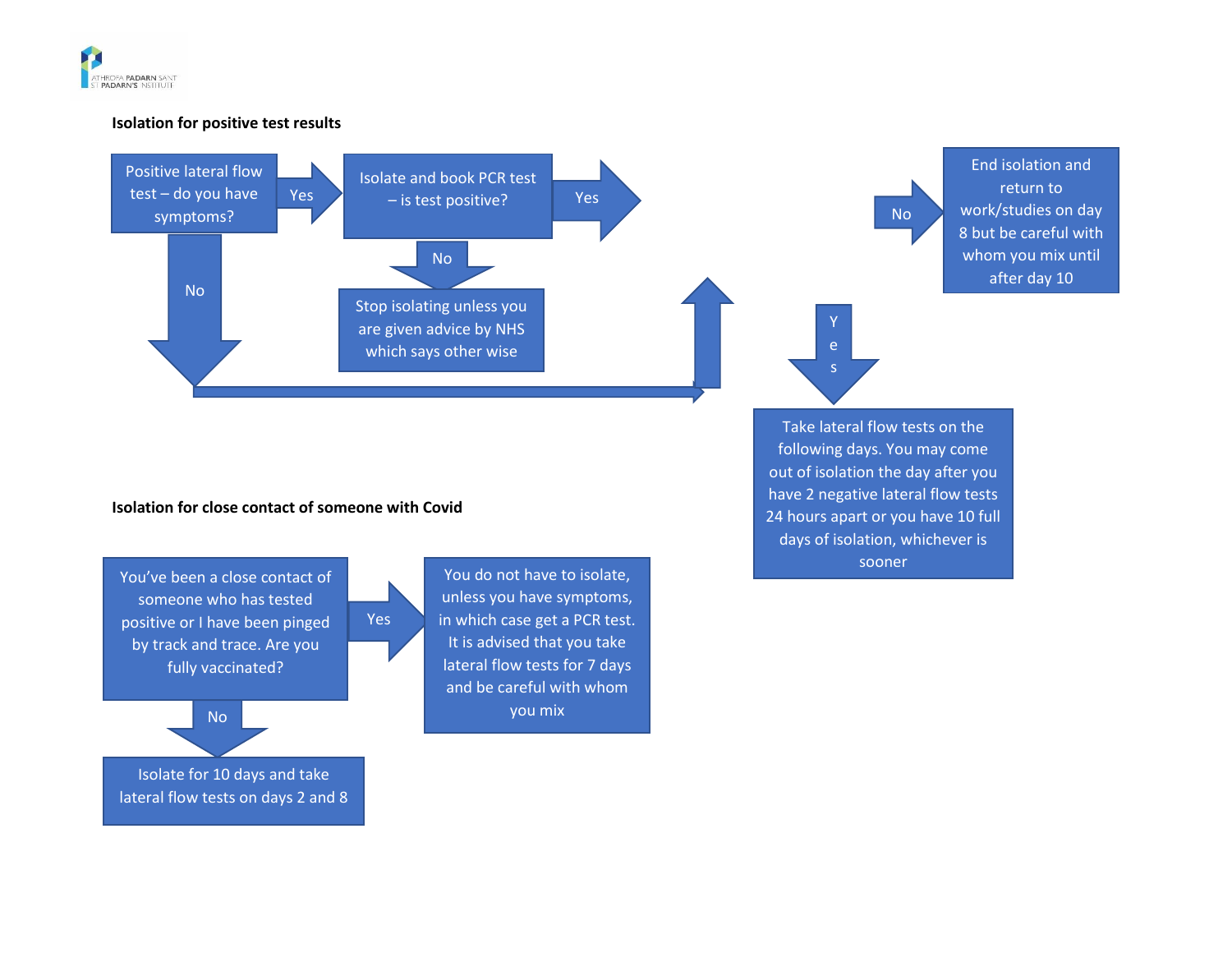## Isolation for positive test results

Positive lateral flow test – do you have symptoms?

Yes

Isolate and book PCR test – is test positive?

Yes

No

Stop isolating unless you are given advice by NHS which says other wise

No

Yes

Take lateral flow tests on the following days. You may come out of isolation the day after you have 2 negative lateral flow tests 24 hours apart or you have 10 full days of isolation, whichever is sooner

No

End isolation and return to work/studies on day 8 but be careful with whom you mix until after day 10

## Isolation for close contact of someone with Covid

You've been a close contact of someone who has tested positive or I have been pinged by track and trace. Are you fully vaccinated?

Yes

You do not have to isolate, unless you have symptoms, in which case get a PCR test. It is advised that you take lateral flow tests for 7 days and be careful with whom you mix

No

Isolate for 10 days and take lateral flow tests on days 2 and 8